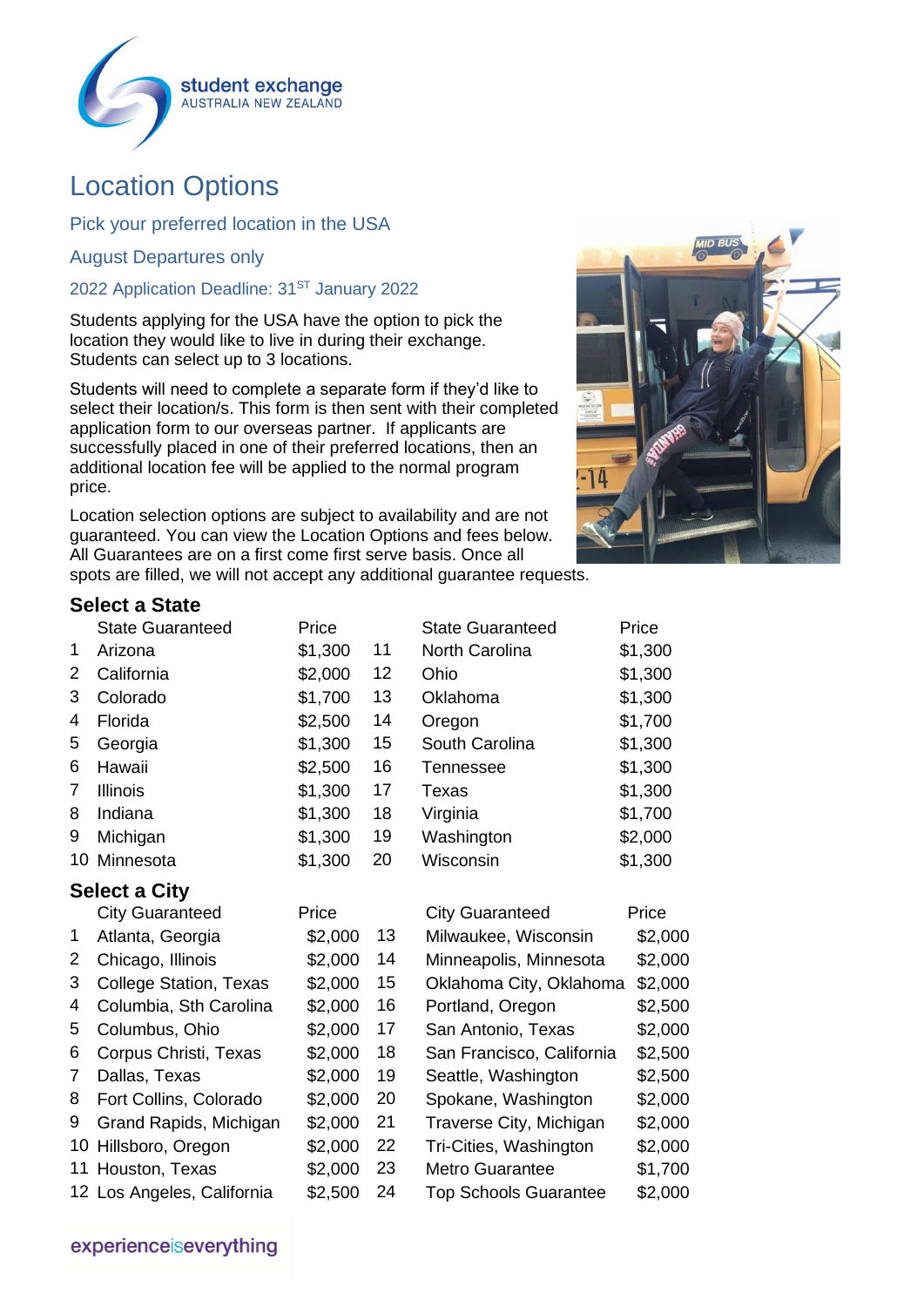student exchange
AUSTRALIA NEW ZEALAND

# Location Options

### Pick your preferred location in the USA

### August Departures only

### 2022 Application Deadline: 31ST January 2022

Students applying for the USA have the option to pick the location they would like to live in during their exchange. Students can select up to 3 locations.

Students will need to complete a separate form if they'd like to select their location/s. This form is then sent with their completed application form to our overseas partner. If applicants are successfully placed in one of their preferred locations, then an additional location fee will be applied to the normal program price.

Location selection options are subject to availability and are not guaranteed. You can view the Location Options and fees below. All Guarantees are on a first come first serve basis. Once all spots are filled, we will not accept any additional guarantee requests.

## Select a State

| | State Guaranteed | Price | | State Guaranteed | Price |
|---|---|---|---|---|---|
| 1 | Arizona | $1,300 | 11 | North Carolina | $1,300 |
| 2 | California | $2,000 | 12 | Ohio | $1,300 |
| 3 | Colorado | $1,700 | 13 | Oklahoma | $1,300 |
| 4 | Florida | $2,500 | 14 | Oregon | $1,700 |
| 5 | Georgia | $1,300 | 15 | South Carolina | $1,300 |
| 6 | Hawaii | $2,500 | 16 | Tennessee | $1,300 |
| 7 | Illinois | $1,300 | 17 | Texas | $1,300 |
| 8 | Indiana | $1,300 | 18 | Virginia | $1,700 |
| 9 | Michigan | $1,300 | 19 | Washington | $2,000 |
| 10 | Minnesota | $1,300 | 20 | Wisconsin | $1,300 |

## Select a City

| | City Guaranteed | Price | | City Guaranteed | Price |
|---|---|---|---|---|---|
| 1 | Atlanta, Georgia | $2,000 | 13 | Milwaukee, Wisconsin | $2,000 |
| 2 | Chicago, Illinois | $2,000 | 14 | Minneapolis, Minnesota | $2,000 |
| 3 | College Station, Texas | $2,000 | 15 | Oklahoma City, Oklahoma | $2,000 |
| 4 | Columbia, Sth Carolina | $2,000 | 16 | Portland, Oregon | $2,500 |
| 5 | Columbus, Ohio | $2,000 | 17 | San Antonio, Texas | $2,000 |
| 6 | Corpus Christi, Texas | $2,000 | 18 | San Francisco, California | $2,500 |
| 7 | Dallas, Texas | $2,000 | 19 | Seattle, Washington | $2,500 |
| 8 | Fort Collins, Colorado | $2,000 | 20 | Spokane, Washington | $2,000 |
| 9 | Grand Rapids, Michigan | $2,000 | 21 | Traverse City, Michigan | $2,000 |
| 10 | Hillsboro, Oregon | $2,000 | 22 | Tri-Cities, Washington | $2,000 |
| 11 | Houston, Texas | $2,000 | 23 | Metro Guarantee | $1,700 |
| 12 | Los Angeles, California | $2,500 | 24 | Top Schools Guarantee | $2,000 |

experienceiseverything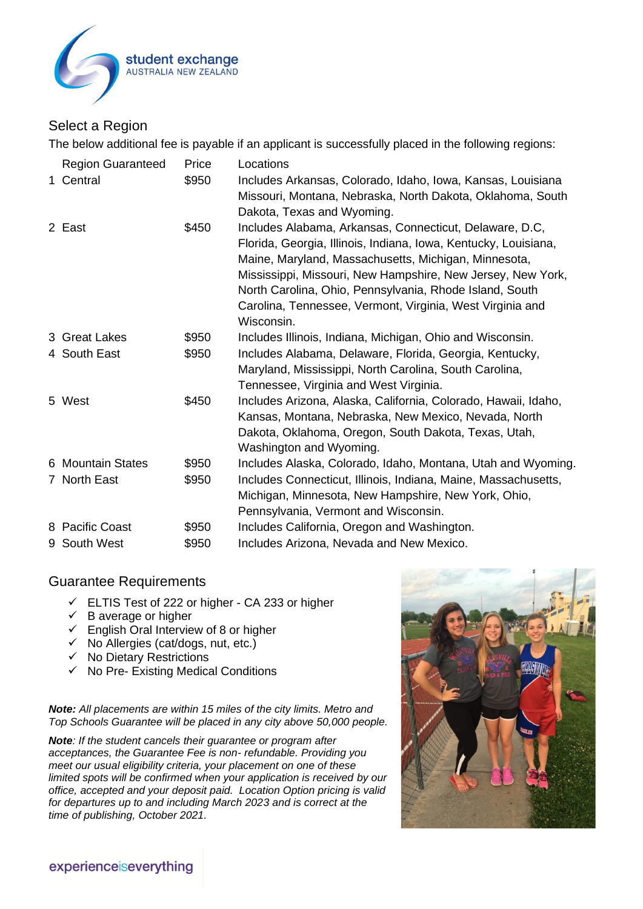## Select a Region

The below additional fee is payable if an applicant is successfully placed in the following regions:

| | Region Guaranteed | Price | Locations |
|---|---|---|---|
| 1 | Central | $950 | Includes Arkansas, Colorado, Idaho, Iowa, Kansas, Louisiana Missouri, Montana, Nebraska, North Dakota, Oklahoma, South Dakota, Texas and Wyoming. |
| 2 | East | $450 | Includes Alabama, Arkansas, Connecticut, Delaware, D.C, Florida, Georgia, Illinois, Indiana, Iowa, Kentucky, Louisiana, Maine, Maryland, Massachusetts, Michigan, Minnesota, Mississippi, Missouri, New Hampshire, New Jersey, New York, North Carolina, Ohio, Pennsylvania, Rhode Island, South Carolina, Tennessee, Vermont, Virginia, West Virginia and Wisconsin. |
| 3 | Great Lakes | $950 | Includes Illinois, Indiana, Michigan, Ohio and Wisconsin. |
| 4 | South East | $950 | Includes Alabama, Delaware, Florida, Georgia, Kentucky, Maryland, Mississippi, North Carolina, South Carolina, Tennessee, Virginia and West Virginia. |
| 5 | West | $450 | Includes Arizona, Alaska, California, Colorado, Hawaii, Idaho, Kansas, Montana, Nebraska, New Mexico, Nevada, North Dakota, Oklahoma, Oregon, South Dakota, Texas, Utah, Washington and Wyoming. |
| 6 | Mountain States | $950 | Includes Alaska, Colorado, Idaho, Montana, Utah and Wyoming. |
| 7 | North East | $950 | Includes Connecticut, Illinois, Indiana, Maine, Massachusetts, Michigan, Minnesota, New Hampshire, New York, Ohio, Pennsylvania, Vermont and Wisconsin. |
| 8 | Pacific Coast | $950 | Includes California, Oregon and Washington. |
| 9 | South West | $950 | Includes Arizona, Nevada and New Mexico. |

## Guarantee Requirements

- ✓ ELTIS Test of 222 or higher - CA 233 or higher
- ✓ B average or higher
- ✓ English Oral Interview of 8 or higher
- ✓ No Allergies (cat/dogs, nut, etc.)
- ✓ No Dietary Restrictions
- ✓ No Pre- Existing Medical Conditions

***Note:*** *All placements are within 15 miles of the city limits. Metro and Top Schools Guarantee will be placed in any city above 50,000 people.*

***Note****: If the student cancels their guarantee or program after acceptances, the Guarantee Fee is non- refundable. Providing you meet our usual eligibility criteria, your placement on one of these limited spots will be confirmed when your application is received by our office, accepted and your deposit paid. Location Option pricing is valid for departures up to and including March 2023 and is correct at the time of publishing, October 2021.*

experienceiseverything